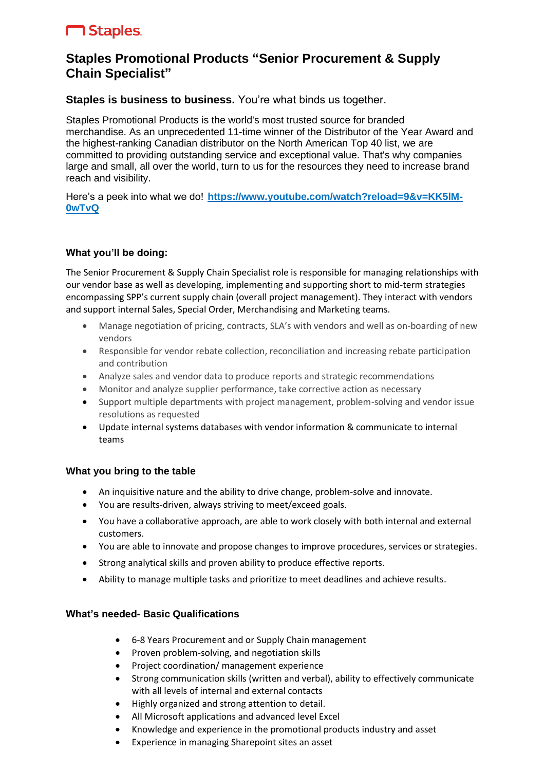Staples

# Staples Promotional Products "Senior Procurement & Supply Chain Specialist"

**Staples is business to business.** You're what binds us together.

Staples Promotional Products is the world's most trusted source for branded merchandise. As an unprecedented 11-time winner of the Distributor of the Year Award and the highest-ranking Canadian distributor on the North American Top 40 list, we are committed to providing outstanding service and exceptional value. That's why companies large and small, all over the world, turn to us for the resources they need to increase brand reach and visibility.

Here's a peek into what we do! **https://www.youtube.com/watch?reload=9&v=KK5lM-0wTvQ**

### What you'll be doing:

The Senior Procurement & Supply Chain Specialist role is responsible for managing relationships with our vendor base as well as developing, implementing and supporting short to mid-term strategies encompassing SPP's current supply chain (overall project management). They interact with vendors and support internal Sales, Special Order, Merchandising and Marketing teams.

- Manage negotiation of pricing, contracts, SLA's with vendors and well as on-boarding of new vendors
- Responsible for vendor rebate collection, reconciliation and increasing rebate participation and contribution
- Analyze sales and vendor data to produce reports and strategic recommendations
- Monitor and analyze supplier performance, take corrective action as necessary
- Support multiple departments with project management, problem-solving and vendor issue resolutions as requested
- Update internal systems databases with vendor information & communicate to internal teams

### What you bring to the table

- An inquisitive nature and the ability to drive change, problem-solve and innovate.
- You are results-driven, always striving to meet/exceed goals.
- You have a collaborative approach, are able to work closely with both internal and external customers.
- You are able to innovate and propose changes to improve procedures, services or strategies.
- Strong analytical skills and proven ability to produce effective reports.
- Ability to manage multiple tasks and prioritize to meet deadlines and achieve results.

### What's needed- Basic Qualifications

- 6-8 Years Procurement and or Supply Chain management
- Proven problem-solving, and negotiation skills
- Project coordination/ management experience
- Strong communication skills (written and verbal), ability to effectively communicate with all levels of internal and external contacts
- Highly organized and strong attention to detail.
- All Microsoft applications and advanced level Excel
- Knowledge and experience in the promotional products industry and asset
- Experience in managing Sharepoint sites an asset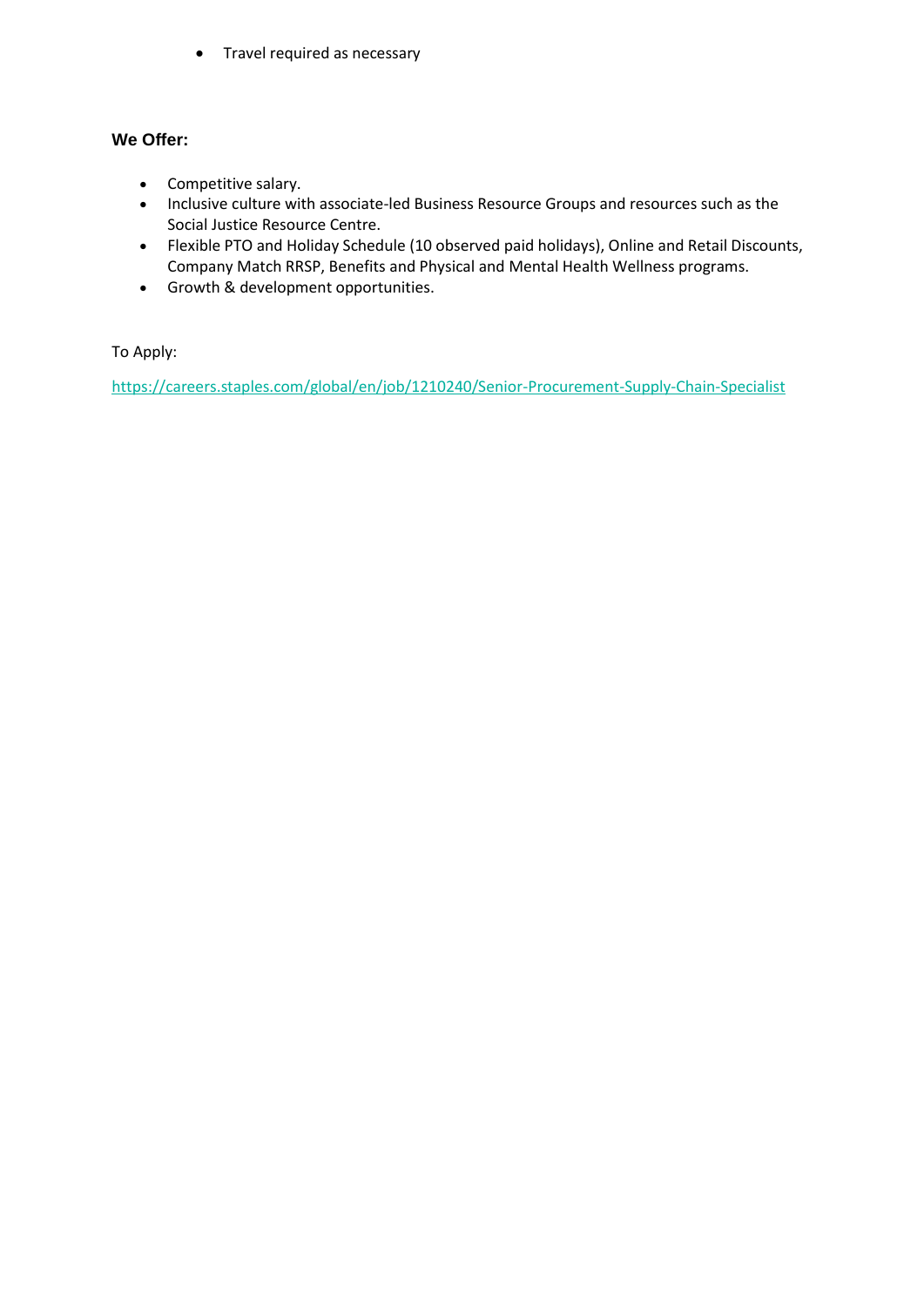- Travel required as necessary

**We Offer:**

- Competitive salary.
- Inclusive culture with associate-led Business Resource Groups and resources such as the Social Justice Resource Centre.
- Flexible PTO and Holiday Schedule (10 observed paid holidays), Online and Retail Discounts, Company Match RRSP, Benefits and Physical and Mental Health Wellness programs.
- Growth & development opportunities.

To Apply:

https://careers.staples.com/global/en/job/1210240/Senior-Procurement-Supply-Chain-Specialist